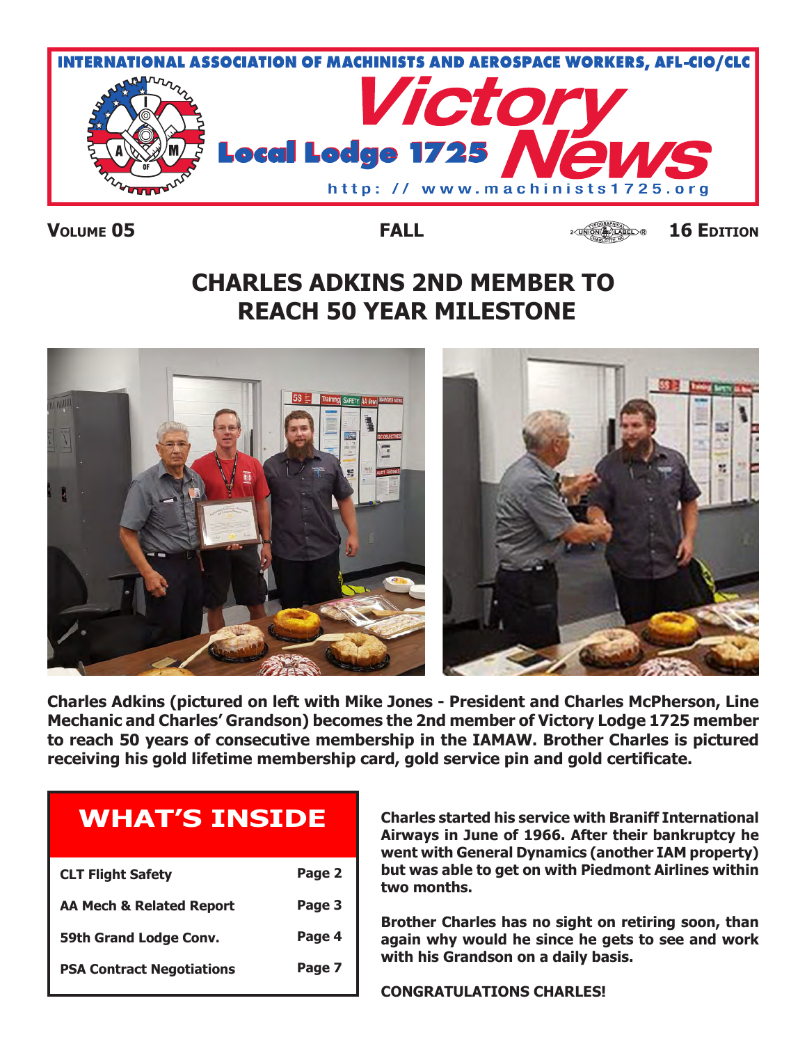INTERNATIONAL ASSOCIATION OF MACHINISTS AND AEROSPACE WORKERS, AFL-CIO/CLC

# Local Lodge 1725 Victory News

http: // www.machinists1725.org

**VOLUME 05** **FALL** **16 EDITION**

## CHARLES ADKINS 2ND MEMBER TO REACH 50 YEAR MILESTONE

**Charles Adkins (pictured on left with Mike Jones - President and Charles McPherson, Line Mechanic and Charles' Grandson) becomes the 2nd member of Victory Lodge 1725 member to reach 50 years of consecutive membership in the IAMAW. Brother Charles is pictured receiving his gold lifetime membership card, gold service pin and gold certificate.**

## WHAT'S INSIDE

| | |
|---|---|
| CLT Flight Safety | Page 2 |
| AA Mech & Related Report | Page 3 |
| 59th Grand Lodge Conv. | Page 4 |
| PSA Contract Negotiations | Page 7 |

**Charles started his service with Braniff International Airways in June of 1966. After their bankruptcy he went with General Dynamics (another IAM property) but was able to get on with Piedmont Airlines within two months.**

**Brother Charles has no sight on retiring soon, than again why would he since he gets to see and work with his Grandson on a daily basis.**

**CONGRATULATIONS CHARLES!**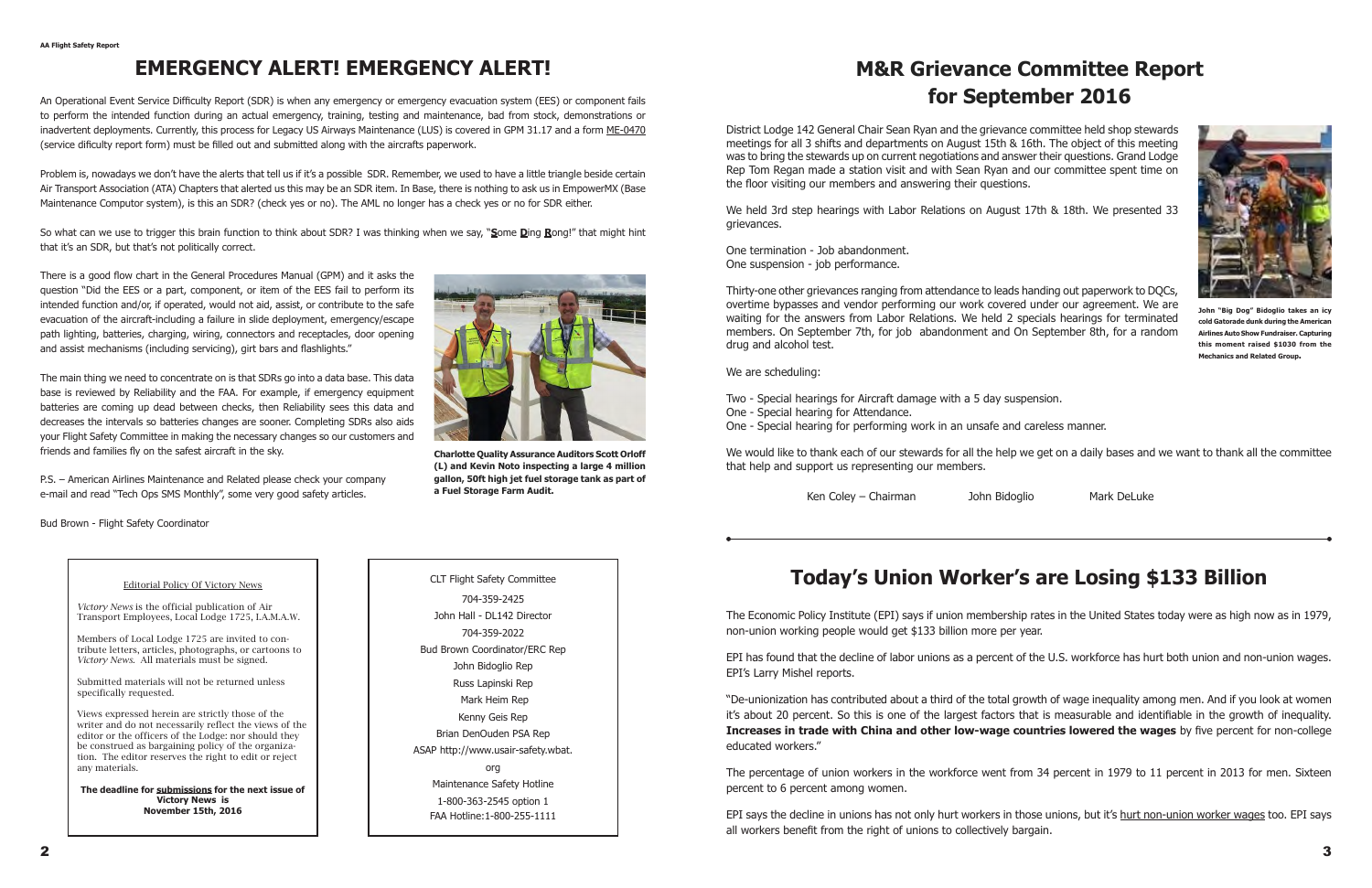# EMERGENCY ALERT! EMERGENCY ALERT!

An Operational Event Service Difficulty Report (SDR) is when any emergency or emergency evacuation system (EES) or component fails to perform the intended function during an actual emergency, training, testing and maintenance, bad from stock, demonstrations or inadvertent deployments. Currently, this process for Legacy US Airways Maintenance (LUS) is covered in GPM 31.17 and a form ME-0470 (service dificulty report form) must be filled out and submitted along with the aircrafts paperwork.

Problem is, nowadays we don't have the alerts that tell us if it's a possible SDR. Remember, we used to have a little triangle beside certain Air Transport Association (ATA) Chapters that alerted us this may be an SDR item. In Base, there is nothing to ask us in EmpowerMX (Base Maintenance Computor system), is this an SDR? (check yes or no). The AML no longer has a check yes or no for SDR either.

So what can we use to trigger this brain function to think about SDR? I was thinking when we say, "**S**ome **D**ing **R**ong!" that might hint that it's an SDR, but that's not politically correct.

There is a good flow chart in the General Procedures Manual (GPM) and it asks the question "Did the EES or a part, component, or item of the EES fail to perform its intended function and/or, if operated, would not aid, assist, or contribute to the safe evacuation of the aircraft-including a failure in slide deployment, emergency/escape path lighting, batteries, charging, wiring, connectors and receptacles, door opening and assist mechanisms (including servicing), girt bars and flashlights."

The main thing we need to concentrate on is that SDRs go into a data base. This data base is reviewed by Reliability and the FAA. For example, if emergency equipment batteries are coming up dead between checks, then Reliability sees this data and decreases the intervals so batteries changes are sooner. Completing SDRs also aids your Flight Safety Committee in making the necessary changes so our customers and friends and families fly on the safest aircraft in the sky.

**Charlotte Quality Assurance Auditors Scott Orloff (L) and Kevin Noto inspecting a large 4 million gallon, 50ft high jet fuel storage tank as part of a Fuel Storage Farm Audit.**

P.S. – American Airlines Maintenance and Related please check your company e-mail and read "Tech Ops SMS Monthly", some very good safety articles.

Bud Brown - Flight Safety Coordinator

---

Editorial Policy Of Victory News

*Victory News* is the official publication of Air Transport Employees, Local Lodge 1725, I.A.M.A.W.

Members of Local Lodge 1725 are invited to contribute letters, articles, photographs, or cartoons to *Victory News*. All materials must be signed.

Submitted materials will not be returned unless specifically requested.

Views expressed herein are strictly those of the writer and do not necessarily reflect the views of the editor or the officers of the Lodge: nor should they be construed as bargaining policy of the organization. The editor reserves the right to edit or reject any materials.

**The deadline for submissions for the next issue of Victory News is November 15th, 2016**

---

CLT Flight Safety Committee
704-359-2425
John Hall - DL142 Director
704-359-2022
Bud Brown Coordinator/ERC Rep
John Bidoglio Rep
Russ Lapinski Rep
Mark Heim Rep
Kenny Geis Rep
Brian DenOuden PSA Rep
ASAP http://www.usair-safety.wbat.org
Maintenance Safety Hotline
1-800-363-2545 option 1
FAA Hotline:1-800-255-1111

---

# M&R Grievance Committee Report for September 2016

District Lodge 142 General Chair Sean Ryan and the grievance committee held shop stewards meetings for all 3 shifts and departments on August 15th & 16th. The object of this meeting was to bring the stewards up on current negotiations and answer their questions. Grand Lodge Rep Tom Regan made a station visit and with Sean Ryan and our committee spent time on the floor visiting our members and answering their questions.

We held 3rd step hearings with Labor Relations on August 17th & 18th. We presented 33 grievances.

One termination - Job abandonment.
One suspension - job performance.

Thirty-one other grievances ranging from attendance to leads handing out paperwork to DQCs, overtime bypasses and vendor performing our work covered under our agreement. We are waiting for the answers from Labor Relations. We held 2 specials hearings for terminated members. On September 7th, for job abandonment and On September 8th, for a random drug and alcohol test.

**John "Big Dog" Bidoglio takes an icy cold Gatorade dunk during the American Airlines Auto Show Fundraiser. Capturing this moment raised $1030 from the Mechanics and Related Group.**

We are scheduling:

Two - Special hearings for Aircraft damage with a 5 day suspension.
One - Special hearing for Attendance.
One - Special hearing for performing work in an unsafe and careless manner.

We would like to thank each of our stewards for all the help we get on a daily bases and we want to thank all the committee that help and support us representing our members.

Ken Coley – Chairman    John Bidoglio    Mark DeLuke

---

# Today's Union Worker's are Losing $133 Billion

The Economic Policy Institute (EPI) says if union membership rates in the United States today were as high now as in 1979, non-union working people would get $133 billion more per year.

EPI has found that the decline of labor unions as a percent of the U.S. workforce has hurt both union and non-union wages. EPI's Larry Mishel reports.

"De-unionization has contributed about a third of the total growth of wage inequality among men. And if you look at women it's about 20 percent. So this is one of the largest factors that is measurable and identifiable in the growth of inequality. **Increases in trade with China and other low-wage countries lowered the wages** by five percent for non-college educated workers."

The percentage of union workers in the workforce went from 34 percent in 1979 to 11 percent in 2013 for men. Sixteen percent to 6 percent among women.

EPI says the decline in unions has not only hurt workers in those unions, but it's hurt non-union worker wages too. EPI says all workers benefit from the right of unions to collectively bargain.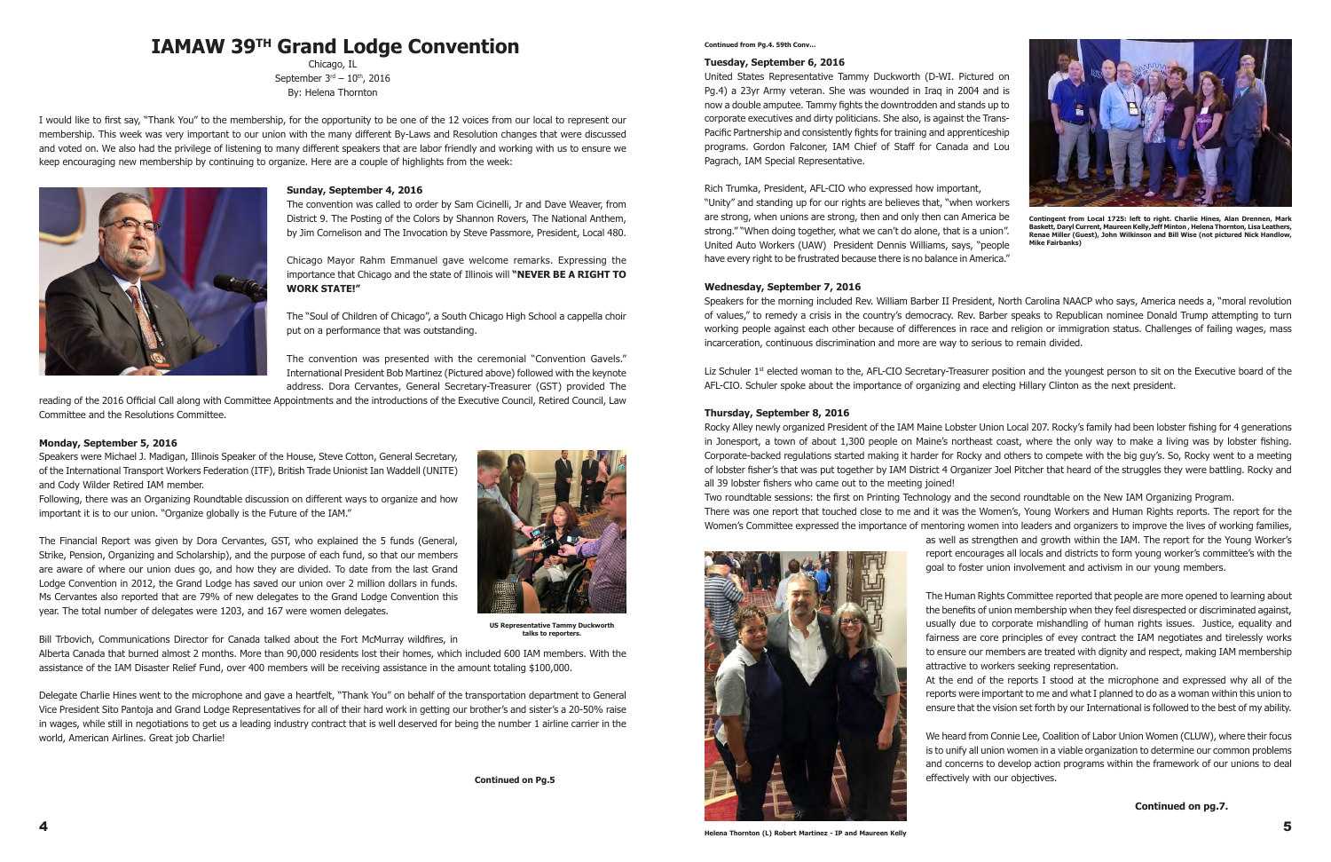# IAMAW 39TH Grand Lodge Convention

Chicago, IL
September 3rd – 10th, 2016
By: Helena Thornton

I would like to first say, "Thank You" to the membership, for the opportunity to be one of the 12 voices from our local to represent our membership. This week was very important to our union with the many different By-Laws and Resolution changes that were discussed and voted on. We also had the privilege of listening to many different speakers that are labor friendly and working with us to ensure we keep encouraging new membership by continuing to organize. Here are a couple of highlights from the week:

**Sunday, September 4, 2016**

The convention was called to order by Sam Cicinelli, Jr and Dave Weaver, from District 9. The Posting of the Colors by Shannon Rovers, The National Anthem, by Jim Cornelison and The Invocation by Steve Passmore, President, Local 480.

Chicago Mayor Rahm Emmanuel gave welcome remarks. Expressing the importance that Chicago and the state of Illinois will **"NEVER BE A RIGHT TO WORK STATE!"**

The "Soul of Children of Chicago", a South Chicago High School a cappella choir put on a performance that was outstanding.

The convention was presented with the ceremonial "Convention Gavels." International President Bob Martinez (Pictured above) followed with the keynote address. Dora Cervantes, General Secretary-Treasurer (GST) provided The reading of the 2016 Official Call along with Committee Appointments and the introductions of the Executive Council, Retired Council, Law Committee and the Resolutions Committee.

**Monday, September 5, 2016**

Speakers were Michael J. Madigan, Illinois Speaker of the House, Steve Cotton, General Secretary, of the International Transport Workers Federation (ITF), British Trade Unionist Ian Waddell (UNITE) and Cody Wilder Retired IAM member.

Following, there was an Organizing Roundtable discussion on different ways to organize and how important it is to our union. "Organize globally is the Future of the IAM."

The Financial Report was given by Dora Cervantes, GST, who explained the 5 funds (General, Strike, Pension, Organizing and Scholarship), and the purpose of each fund, so that our members are aware of where our union dues go, and how they are divided. To date from the last Grand Lodge Convention in 2012, the Grand Lodge has saved our union over 2 million dollars in funds. Ms Cervantes also reported that are 79% of new delegates to the Grand Lodge Convention this year. The total number of delegates were 1203, and 167 were women delegates.

US Representative Tammy Duckworth talks to reporters.

Bill Trbovich, Communications Director for Canada talked about the Fort McMurray wildfires, in Alberta Canada that burned almost 2 months. More than 90,000 residents lost their homes, which included 600 IAM members. With the assistance of the IAM Disaster Relief Fund, over 400 members will be receiving assistance in the amount totaling $100,000.

Delegate Charlie Hines went to the microphone and gave a heartfelt, "Thank You" on behalf of the transportation department to General Vice President Sito Pantoja and Grand Lodge Representatives for all of their hard work in getting our brother's and sister's a 20-50% raise in wages, while still in negotiations to get us a leading industry contract that is well deserved for being the number 1 airline carrier in the world, American Airlines. Great job Charlie!

**Continued on Pg.5**

**Continued from Pg.4. 59th Conv...**

**Tuesday, September 6, 2016**

United States Representative Tammy Duckworth (D-WI. Pictured on Pg.4) a 23yr Army veteran. She was wounded in Iraq in 2004 and is now a double amputee. Tammy fights the downtrodden and stands up to corporate executives and dirty politicians. She also, is against the Trans-Pacific Partnership and consistently fights for training and apprenticeship programs. Gordon Falconer, IAM Chief of Staff for Canada and Lou Pagrach, IAM Special Representative.

Rich Trumka, President, AFL-CIO who expressed how important, "Unity" and standing up for our rights are believes that, "when workers are strong, when unions are strong, then and only then can America be strong." "When doing together, what we can't do alone, that is a union". United Auto Workers (UAW) President Dennis Williams, says, "people have every right to be frustrated because there is no balance in America."

**Contingent from Local 1725: left to right. Charlie Hines, Alan Drennen, Mark Baskett, Daryl Current, Maureen Kelly,Jeff Minton , Helena Thornton, Lisa Leathers, Renae Miller (Guest), John Wilkinson and Bill Wise (not pictured Nick Handlow, Mike Fairbanks)**

**Wednesday, September 7, 2016**

Speakers for the morning included Rev. William Barber II President, North Carolina NAACP who says, America needs a, "moral revolution of values," to remedy a crisis in the country's democracy. Rev. Barber speaks to Republican nominee Donald Trump attempting to turn working people against each other because of differences in race and religion or immigration status. Challenges of failing wages, mass incarceration, continuous discrimination and more are way to serious to remain divided.

Liz Schuler 1st elected woman to the, AFL-CIO Secretary-Treasurer position and the youngest person to sit on the Executive board of the AFL-CIO. Schuler spoke about the importance of organizing and electing Hillary Clinton as the next president.

**Thursday, September 8, 2016**

Rocky Alley newly organized President of the IAM Maine Lobster Union Local 207. Rocky's family had been lobster fishing for 4 generations in Jonesport, a town of about 1,300 people on Maine's northeast coast, where the only way to make a living was by lobster fishing. Corporate-backed regulations started making it harder for Rocky and others to compete with the big guy's. So, Rocky went to a meeting of lobster fisher's that was put together by IAM District 4 Organizer Joel Pitcher that heard of the struggles they were battling. Rocky and all 39 lobster fishers who came out to the meeting joined!

Two roundtable sessions: the first on Printing Technology and the second roundtable on the New IAM Organizing Program.

There was one report that touched close to me and it was the Women's, Young Workers and Human Rights reports. The report for the Women's Committee expressed the importance of mentoring women into leaders and organizers to improve the lives of working families, as well as strengthen and growth within the IAM. The report for the Young Worker's report encourages all locals and districts to form young worker's committee's with the goal to foster union involvement and activism in our young members.

The Human Rights Committee reported that people are more opened to learning about the benefits of union membership when they feel disrespected or discriminated against, usually due to corporate mishandling of human rights issues. Justice, equality and fairness are core principles of evey contract the IAM negotiates and tirelessly works to ensure our members are treated with dignity and respect, making IAM membership attractive to workers seeking representation.

At the end of the reports I stood at the microphone and expressed why all of the reports were important to me and what I planned to do as a woman within this union to ensure that the vision set forth by our International is followed to the best of my ability.

We heard from Connie Lee, Coalition of Labor Union Women (CLUW), where their focus is to unify all union women in a viable organization to determine our common problems and concerns to develop action programs within the framework of our unions to deal effectively with our objectives.

**Helena Thornton (L) Robert Martinez - IP and Maureen Kelly**

**Continued on pg.7.**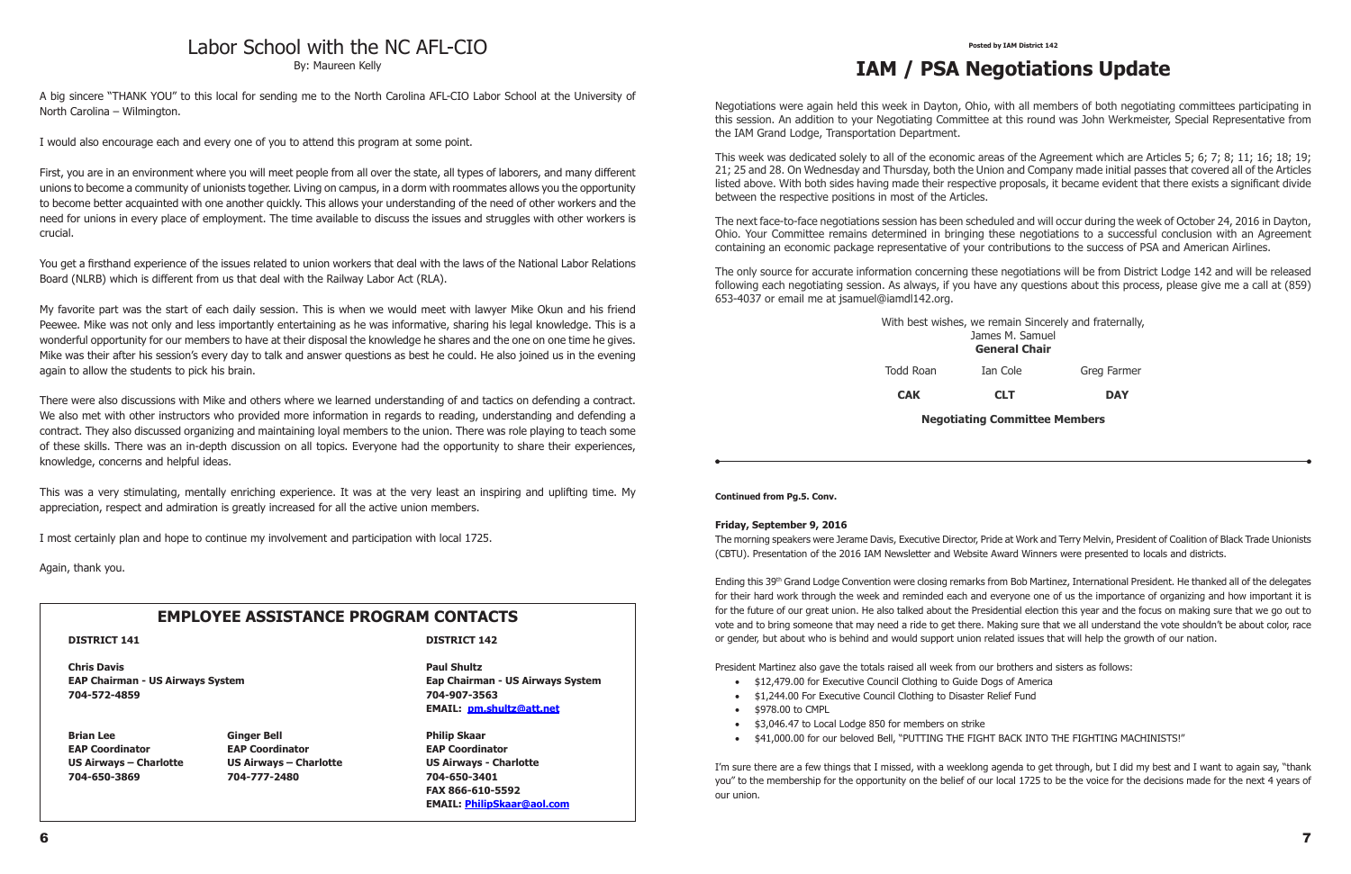# Labor School with the NC AFL-CIO

By: Maureen Kelly

A big sincere "THANK YOU" to this local for sending me to the North Carolina AFL-CIO Labor School at the University of North Carolina – Wilmington.

I would also encourage each and every one of you to attend this program at some point.

First, you are in an environment where you will meet people from all over the state, all types of laborers, and many different unions to become a community of unionists together. Living on campus, in a dorm with roommates allows you the opportunity to become better acquainted with one another quickly. This allows your understanding of the need of other workers and the need for unions in every place of employment. The time available to discuss the issues and struggles with other workers is crucial.

You get a firsthand experience of the issues related to union workers that deal with the laws of the National Labor Relations Board (NLRB) which is different from us that deal with the Railway Labor Act (RLA).

My favorite part was the start of each daily session. This is when we would meet with lawyer Mike Okun and his friend Peewee. Mike was not only and less importantly entertaining as he was informative, sharing his legal knowledge. This is a wonderful opportunity for our members to have at their disposal the knowledge he shares and the one on one time he gives. Mike was their after his session's every day to talk and answer questions as best he could. He also joined us in the evening again to allow the students to pick his brain.

There were also discussions with Mike and others where we learned understanding of and tactics on defending a contract. We also met with other instructors who provided more information in regards to reading, understanding and defending a contract. They also discussed organizing and maintaining loyal members to the union. There was role playing to teach some of these skills. There was an in-depth discussion on all topics. Everyone had the opportunity to share their experiences, knowledge, concerns and helpful ideas.

This was a very stimulating, mentally enriching experience. It was at the very least an inspiring and uplifting time. My appreciation, respect and admiration is greatly increased for all the active union members.

I most certainly plan and hope to continue my involvement and participation with local 1725.

Again, thank you.

## EMPLOYEE ASSISTANCE PROGRAM CONTACTS

**DISTRICT 141**

**Chris Davis**
**EAP Chairman - US Airways System**
**704-572-4859**

**Brian Lee**
**EAP Coordinator**
**US Airways – Charlotte**
**704-650-3869**

**Ginger Bell**
**EAP Coordinator**
**US Airways – Charlotte**
**704-777-2480**

**DISTRICT 142**

**Paul Shultz**
**Eap Chairman - US Airways System**
**704-907-3563**
**EMAIL: pm.shultz@att.net**

**Philip Skaar**
**EAP Coordinator**
**US Airways - Charlotte**
**704-650-3401**
**FAX 866-610-5592**
**EMAIL: PhilipSkaar@aol.com**

**Posted by IAM District 142**

# IAM / PSA Negotiations Update

Negotiations were again held this week in Dayton, Ohio, with all members of both negotiating committees participating in this session. An addition to your Negotiating Committee at this round was John Werkmeister, Special Representative from the IAM Grand Lodge, Transportation Department.

This week was dedicated solely to all of the economic areas of the Agreement which are Articles 5; 6; 7; 8; 11; 16; 18; 19; 21; 25 and 28. On Wednesday and Thursday, both the Union and Company made initial passes that covered all of the Articles listed above. With both sides having made their respective proposals, it became evident that there exists a significant divide between the respective positions in most of the Articles.

The next face-to-face negotiations session has been scheduled and will occur during the week of October 24, 2016 in Dayton, Ohio. Your Committee remains determined in bringing these negotiations to a successful conclusion with an Agreement containing an economic package representative of your contributions to the success of PSA and American Airlines.

The only source for accurate information concerning these negotiations will be from District Lodge 142 and will be released following each negotiating session. As always, if you have any questions about this process, please give me a call at (859) 653-4037 or email me at jsamuel@iamdl142.org.

With best wishes, we remain Sincerely and fraternally,
James M. Samuel
**General Chair**

| Todd Roan | Ian Cole | Greg Farmer |
|---|---|---|
| **CAK** | **CLT** | **DAY** |

**Negotiating Committee Members**

**Continued from Pg.5. Conv.**

**Friday, September 9, 2016**

The morning speakers were Jerame Davis, Executive Director, Pride at Work and Terry Melvin, President of Coalition of Black Trade Unionists (CBTU). Presentation of the 2016 IAM Newsletter and Website Award Winners were presented to locals and districts.

Ending this 39th Grand Lodge Convention were closing remarks from Bob Martinez, International President. He thanked all of the delegates for their hard work through the week and reminded each and everyone one of us the importance of organizing and how important it is for the future of our great union. He also talked about the Presidential election this year and the focus on making sure that we go out to vote and to bring someone that may need a ride to get there. Making sure that we all understand the vote shouldn't be about color, race or gender, but about who is behind and would support union related issues that will help the growth of our nation.

President Martinez also gave the totals raised all week from our brothers and sisters as follows:

- $12,479.00 for Executive Council Clothing to Guide Dogs of America
- $1,244.00 For Executive Council Clothing to Disaster Relief Fund
- $978.00 to CMPL
- $3,046.47 to Local Lodge 850 for members on strike
- $41,000.00 for our beloved Bell, "PUTTING THE FIGHT BACK INTO THE FIGHTING MACHINISTS!"

I'm sure there are a few things that I missed, with a weeklong agenda to get through, but I did my best and I want to again say, "thank you" to the membership for the opportunity on the belief of our local 1725 to be the voice for the decisions made for the next 4 years of our union.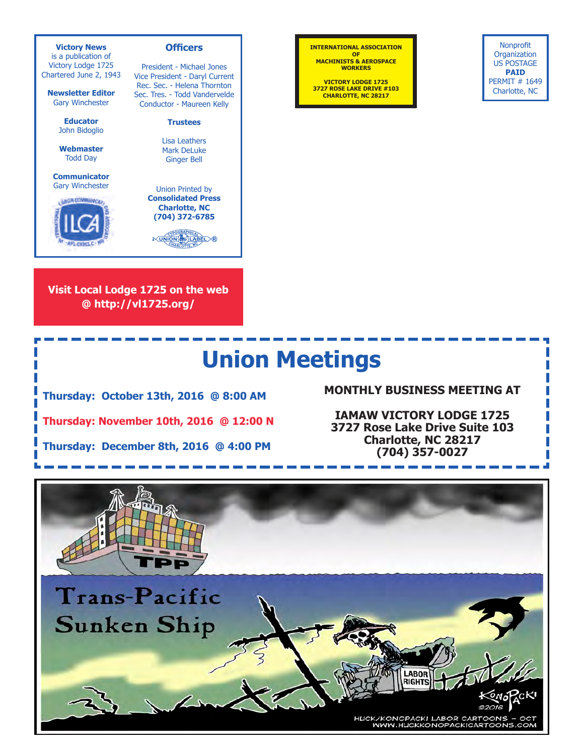**Victory News**
is a publication of
Victory Lodge 1725
Chartered June 2, 1943

**Newsletter Editor**
Gary Winchester

**Educator**
John Bidoglio

**Webmaster**
Todd Day

**Communicator**
Gary Winchester

**Officers**

President - Michael Jones
Vice President - Daryl Current
Rec. Sec. - Helena Thornton
Sec. Tres. - Todd Vandervelde
Conductor - Maureen Kelly

**Trustees**

Lisa Leathers
Mark DeLuke
Ginger Bell

Union Printed by
**Consolidated Press**
**Charlotte, NC**
**(704) 372-6785**

**INTERNATIONAL ASSOCIATION OF MACHINISTS & AEROSPACE WORKERS**

**VICTORY LODGE 1725**
**3727 ROSE LAKE DRIVE #103**
**CHARLOTTE, NC 28217**

Nonprofit Organization
US POSTAGE
**PAID**
PERMIT # 1649
Charlotte, NC

**Visit Local Lodge 1725 on the web @ http://vl1725.org/**

# Union Meetings

**Thursday: October 13th, 2016 @ 8:00 AM**

**Thursday: November 10th, 2016 @ 12:00 N**

**Thursday: December 8th, 2016 @ 4:00 PM**

**MONTHLY BUSINESS MEETING AT**

**IAMAW VICTORY LODGE 1725**
**3727 Rose Lake Drive Suite 103**
**Charlotte, NC 28217**
**(704) 357-0027**

Trans-Pacific Sunken Ship

HUCK/KONOPACKI LABOR CARTOONS – OCT
WWW.HUCKKONOPACKICARTOONS.COM